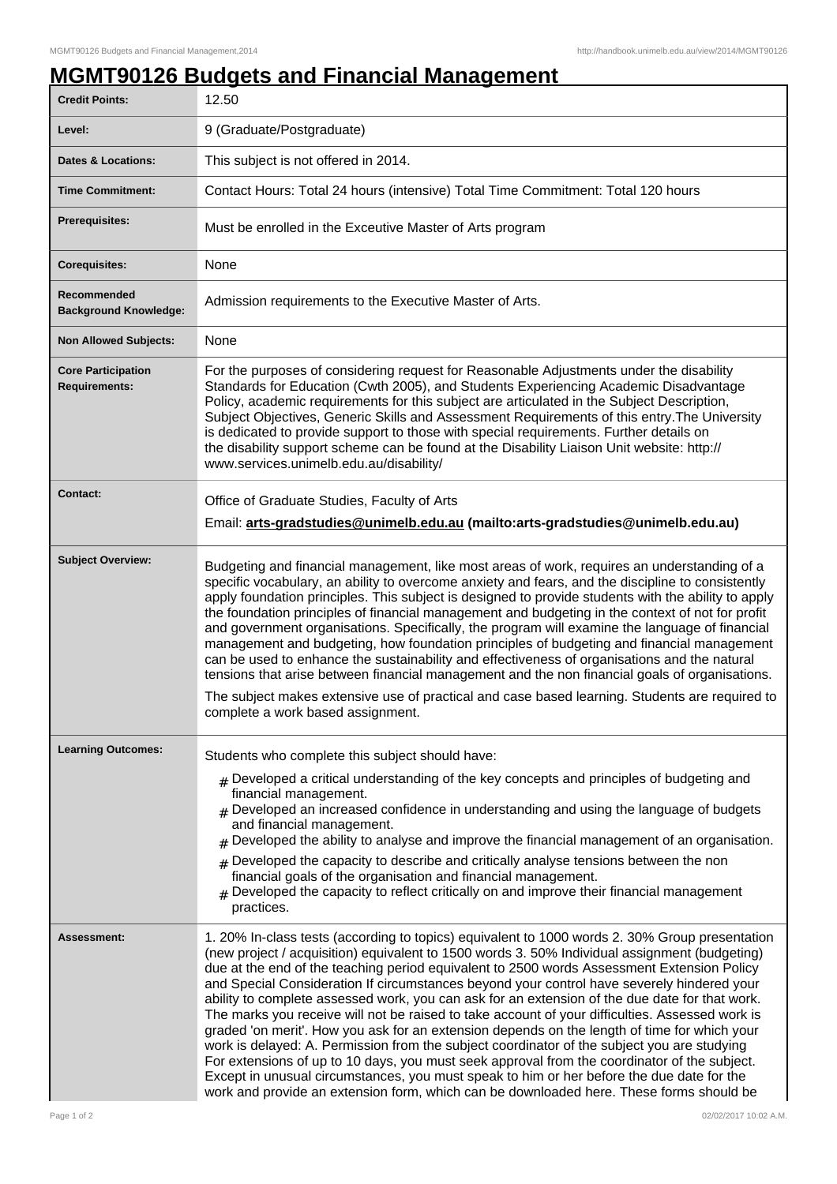# MGMT90126 Budgets and Financial Management

| | |
|---|---|
| **Credit Points:** | 12.50 |
| **Level:** | 9 (Graduate/Postgraduate) |
| **Dates & Locations:** | This subject is not offered in 2014. |
| **Time Commitment:** | Contact Hours: Total 24 hours (intensive) Total Time Commitment: Total 120 hours |
| **Prerequisites:** | Must be enrolled in the Executive Master of Arts program |
| **Corequisites:** | None |
| **Recommended Background Knowledge:** | Admission requirements to the Executive Master of Arts. |
| **Non Allowed Subjects:** | None |
| **Core Participation Requirements:** | For the purposes of considering request for Reasonable Adjustments under the disability Standards for Education (Cwth 2005), and Students Experiencing Academic Disadvantage Policy, academic requirements for this subject are articulated in the Subject Description, Subject Objectives, Generic Skills and Assessment Requirements of this entry.The University is dedicated to provide support to those with special requirements. Further details on the disability support scheme can be found at the Disability Liaison Unit website: http://www.services.unimelb.edu.au/disability/ |
| **Contact:** | Office of Graduate Studies, Faculty of Arts<br>Email: **arts-gradstudies@unimelb.edu.au (mailto:arts-gradstudies@unimelb.edu.au)** |
| **Subject Overview:** | Budgeting and financial management, like most areas of work, requires an understanding of a specific vocabulary, an ability to overcome anxiety and fears, and the discipline to consistently apply foundation principles. This subject is designed to provide students with the ability to apply the foundation principles of financial management and budgeting in the context of not for profit and government organisations. Specifically, the program will examine the language of financial management and budgeting, how foundation principles of budgeting and financial management can be used to enhance the sustainability and effectiveness of organisations and the natural tensions that arise between financial management and the non financial goals of organisations.<br>The subject makes extensive use of practical and case based learning. Students are required to complete a work based assignment. |
| **Learning Outcomes:** | Students who complete this subject should have:<br># Developed a critical understanding of the key concepts and principles of budgeting and financial management.<br># Developed an increased confidence in understanding and using the language of budgets and financial management.<br># Developed the ability to analyse and improve the financial management of an organisation.<br># Developed the capacity to describe and critically analyse tensions between the non financial goals of the organisation and financial management.<br># Developed the capacity to reflect critically on and improve their financial management practices. |
| **Assessment:** | 1. 20% In-class tests (according to topics) equivalent to 1000 words 2. 30% Group presentation (new project / acquisition) equivalent to 1500 words 3. 50% Individual assignment (budgeting) due at the end of the teaching period equivalent to 2500 words Assessment Extension Policy and Special Consideration If circumstances beyond your control have severely hindered your ability to complete assessed work, you can ask for an extension of the due date for that work. The marks you receive will not be raised to take account of your difficulties. Assessed work is graded 'on merit'. How you ask for an extension depends on the length of time for which your work is delayed: A. Permission from the subject coordinator of the subject you are studying For extensions of up to 10 days, you must seek approval from the coordinator of the subject. Except in unusual circumstances, you must speak to him or her before the due date for the work and provide an extension form, which can be downloaded here. These forms should be |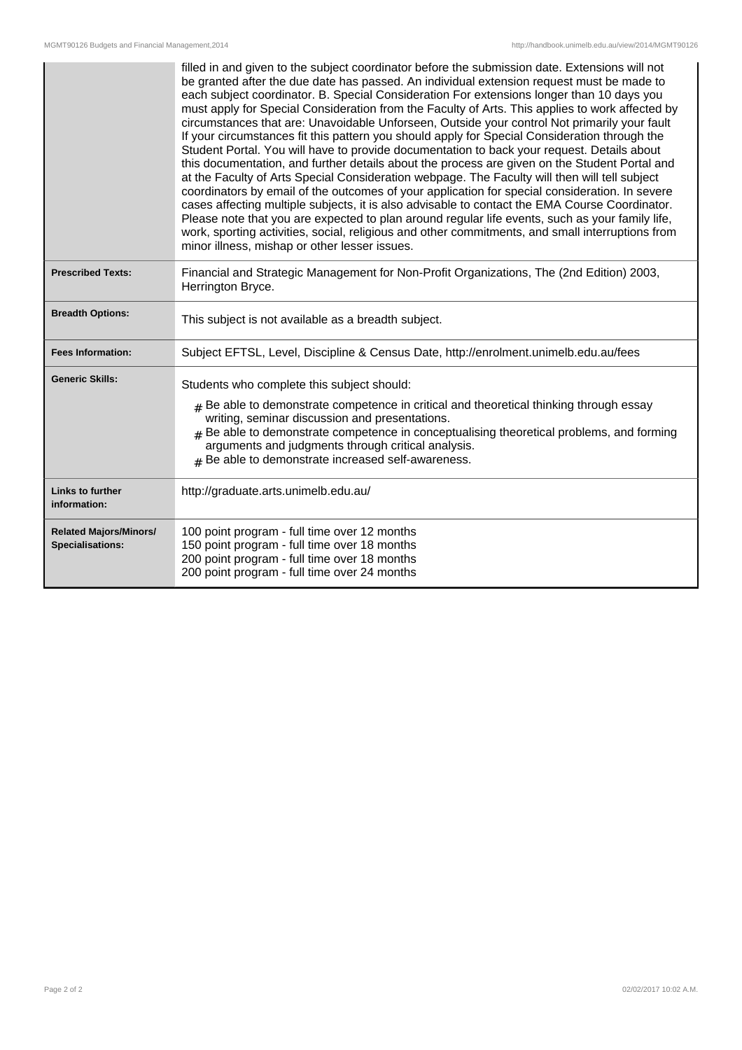| | |
|---|---|
| | filled in and given to the subject coordinator before the submission date. Extensions will not be granted after the due date has passed. An individual extension request must be made to each subject coordinator. B. Special Consideration For extensions longer than 10 days you must apply for Special Consideration from the Faculty of Arts. This applies to work affected by circumstances that are: Unavoidable Unforseen, Outside your control Not primarily your fault If your circumstances fit this pattern you should apply for Special Consideration through the Student Portal. You will have to provide documentation to back your request. Details about this documentation, and further details about the process are given on the Student Portal and at the Faculty of Arts Special Consideration webpage. The Faculty will then will tell subject coordinators by email of the outcomes of your application for special consideration. In severe cases affecting multiple subjects, it is also advisable to contact the EMA Course Coordinator. Please note that you are expected to plan around regular life events, such as your family life, work, sporting activities, social, religious and other commitments, and small interruptions from minor illness, mishap or other lesser issues. |
| **Prescribed Texts:** | Financial and Strategic Management for Non-Profit Organizations, The (2nd Edition) 2003, Herrington Bryce. |
| **Breadth Options:** | This subject is not available as a breadth subject. |
| **Fees Information:** | Subject EFTSL, Level, Discipline & Census Date, http://enrolment.unimelb.edu.au/fees |
| **Generic Skills:** | Students who complete this subject should:<br># Be able to demonstrate competence in critical and theoretical thinking through essay writing, seminar discussion and presentations.<br># Be able to demonstrate competence in conceptualising theoretical problems, and forming arguments and judgments through critical analysis.<br># Be able to demonstrate increased self-awareness. |
| **Links to further information:** | http://graduate.arts.unimelb.edu.au/ |
| **Related Majors/Minors/ Specialisations:** | 100 point program - full time over 12 months<br>150 point program - full time over 18 months<br>200 point program - full time over 18 months<br>200 point program - full time over 24 months |